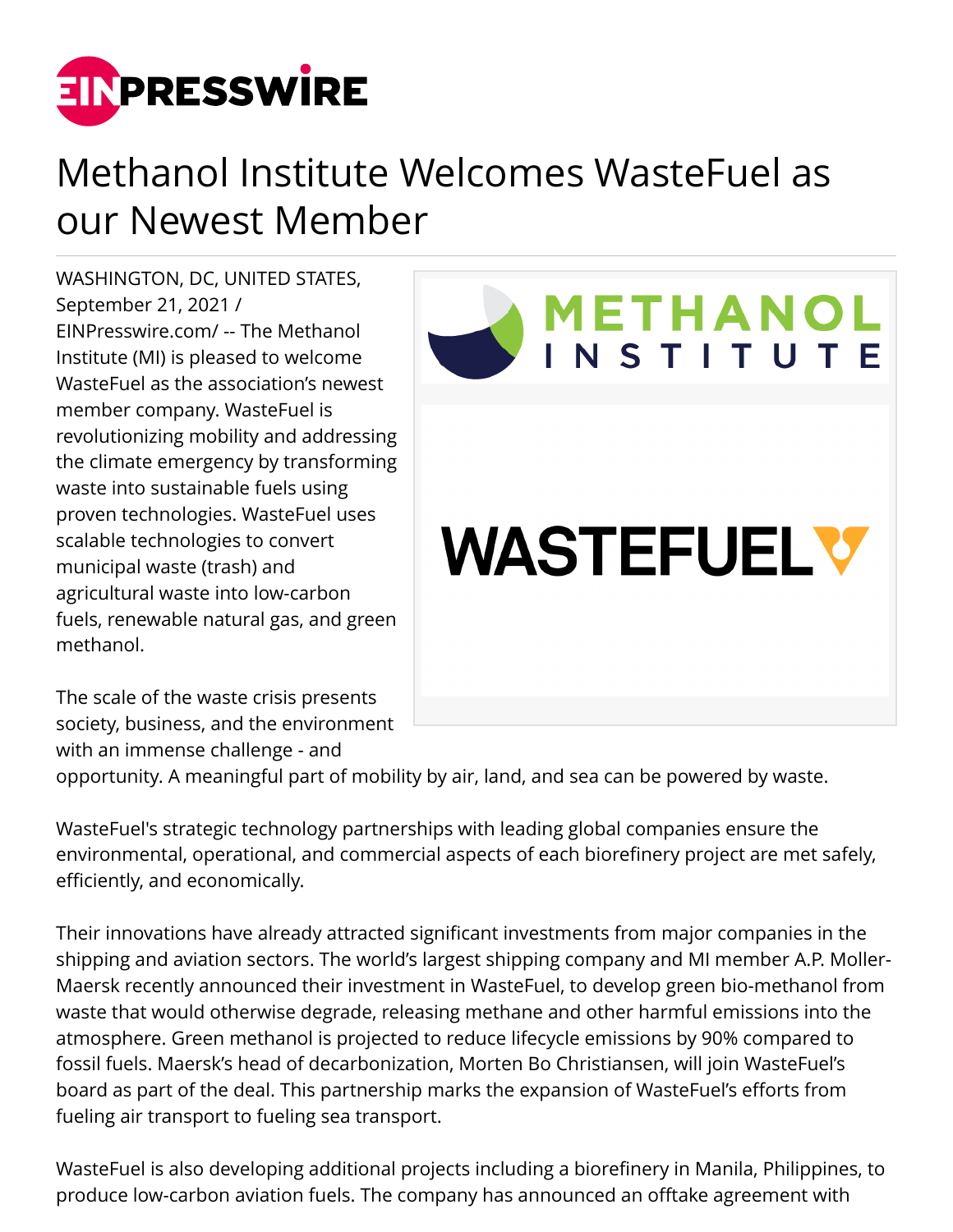# Methanol Institute Welcomes WasteFuel as our Newest Member

WASHINGTON, DC, UNITED STATES, September 21, 2021 / EINPresswire.com/ -- The Methanol Institute (MI) is pleased to welcome WasteFuel as the association's newest member company. WasteFuel is revolutionizing mobility and addressing the climate emergency by transforming waste into sustainable fuels using proven technologies. WasteFuel uses scalable technologies to convert municipal waste (trash) and agricultural waste into low-carbon fuels, renewable natural gas, and green methanol.

The scale of the waste crisis presents society, business, and the environment with an immense challenge - and opportunity. A meaningful part of mobility by air, land, and sea can be powered by waste.

WasteFuel's strategic technology partnerships with leading global companies ensure the environmental, operational, and commercial aspects of each biorefinery project are met safely, efficiently, and economically.

Their innovations have already attracted significant investments from major companies in the shipping and aviation sectors. The world's largest shipping company and MI member A.P. Moller-Maersk recently announced their investment in WasteFuel, to develop green bio-methanol from waste that would otherwise degrade, releasing methane and other harmful emissions into the atmosphere. Green methanol is projected to reduce lifecycle emissions by 90% compared to fossil fuels. Maersk's head of decarbonization, Morten Bo Christiansen, will join WasteFuel's board as part of the deal. This partnership marks the expansion of WasteFuel's efforts from fueling air transport to fueling sea transport.

WasteFuel is also developing additional projects including a biorefinery in Manila, Philippines, to produce low-carbon aviation fuels. The company has announced an offtake agreement with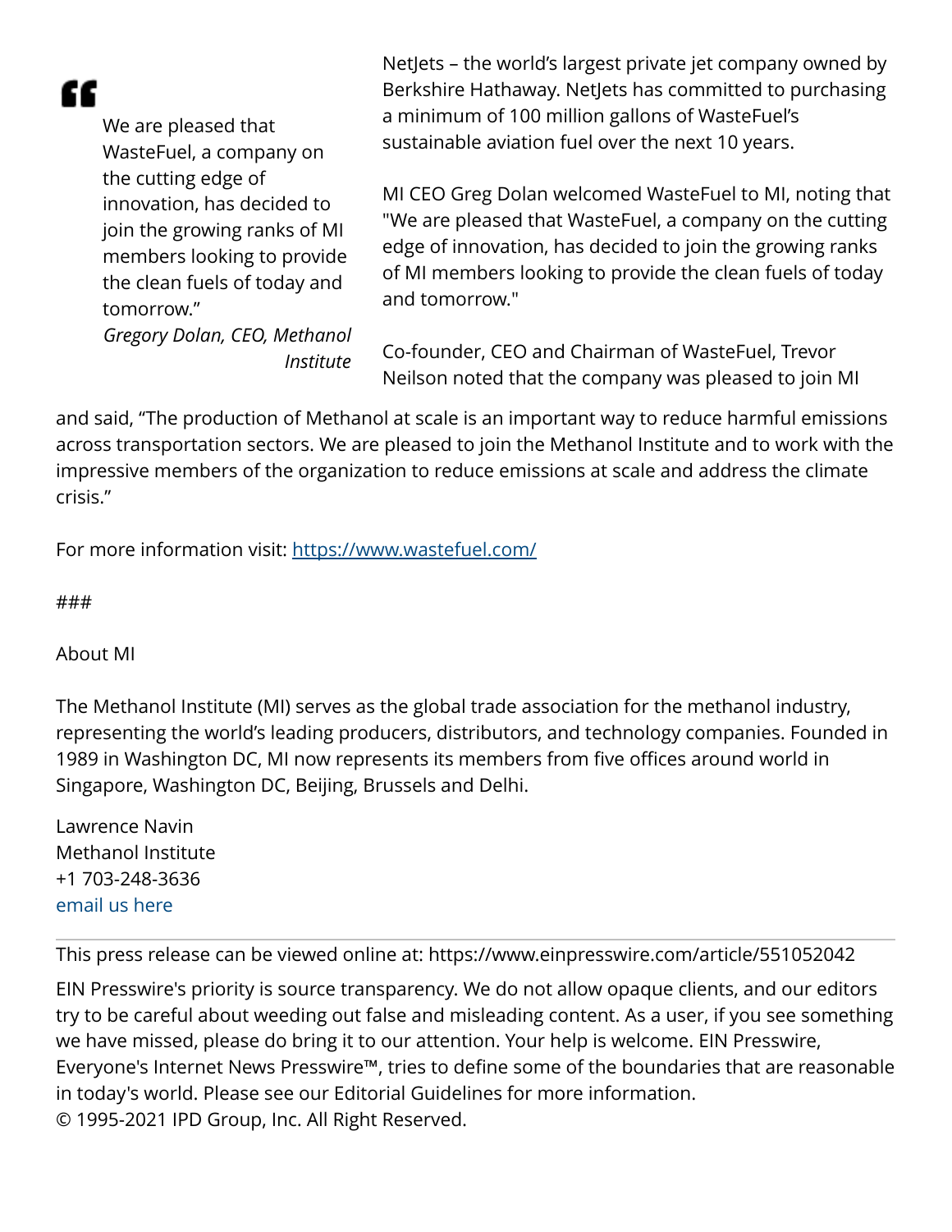> “We are pleased that WasteFuel, a company on the cutting edge of innovation, has decided to join the growing ranks of MI members looking to provide the clean fuels of today and tomorrow.”
>
> *Gregory Dolan, CEO, Methanol Institute*

NetJets – the world’s largest private jet company owned by Berkshire Hathaway. NetJets has committed to purchasing a minimum of 100 million gallons of WasteFuel’s sustainable aviation fuel over the next 10 years.

MI CEO Greg Dolan welcomed WasteFuel to MI, noting that "We are pleased that WasteFuel, a company on the cutting edge of innovation, has decided to join the growing ranks of MI members looking to provide the clean fuels of today and tomorrow."

Co-founder, CEO and Chairman of WasteFuel, Trevor Neilson noted that the company was pleased to join MI and said, “The production of Methanol at scale is an important way to reduce harmful emissions across transportation sectors. We are pleased to join the Methanol Institute and to work with the impressive members of the organization to reduce emissions at scale and address the climate crisis.”

For more information visit: [https://www.wastefuel.com/](https://www.wastefuel.com/)

###

About MI

The Methanol Institute (MI) serves as the global trade association for the methanol industry, representing the world’s leading producers, distributors, and technology companies. Founded in 1989 in Washington DC, MI now represents its members from five offices around world in Singapore, Washington DC, Beijing, Brussels and Delhi.

Lawrence Navin
Methanol Institute
+1 703-248-3636
email us here

---

This press release can be viewed online at: https://www.einpresswire.com/article/551052042

EIN Presswire's priority is source transparency. We do not allow opaque clients, and our editors try to be careful about weeding out false and misleading content. As a user, if you see something we have missed, please do bring it to our attention. Your help is welcome. EIN Presswire, Everyone's Internet News Presswire™, tries to define some of the boundaries that are reasonable in today's world. Please see our Editorial Guidelines for more information.
© 1995-2021 IPD Group, Inc. All Right Reserved.